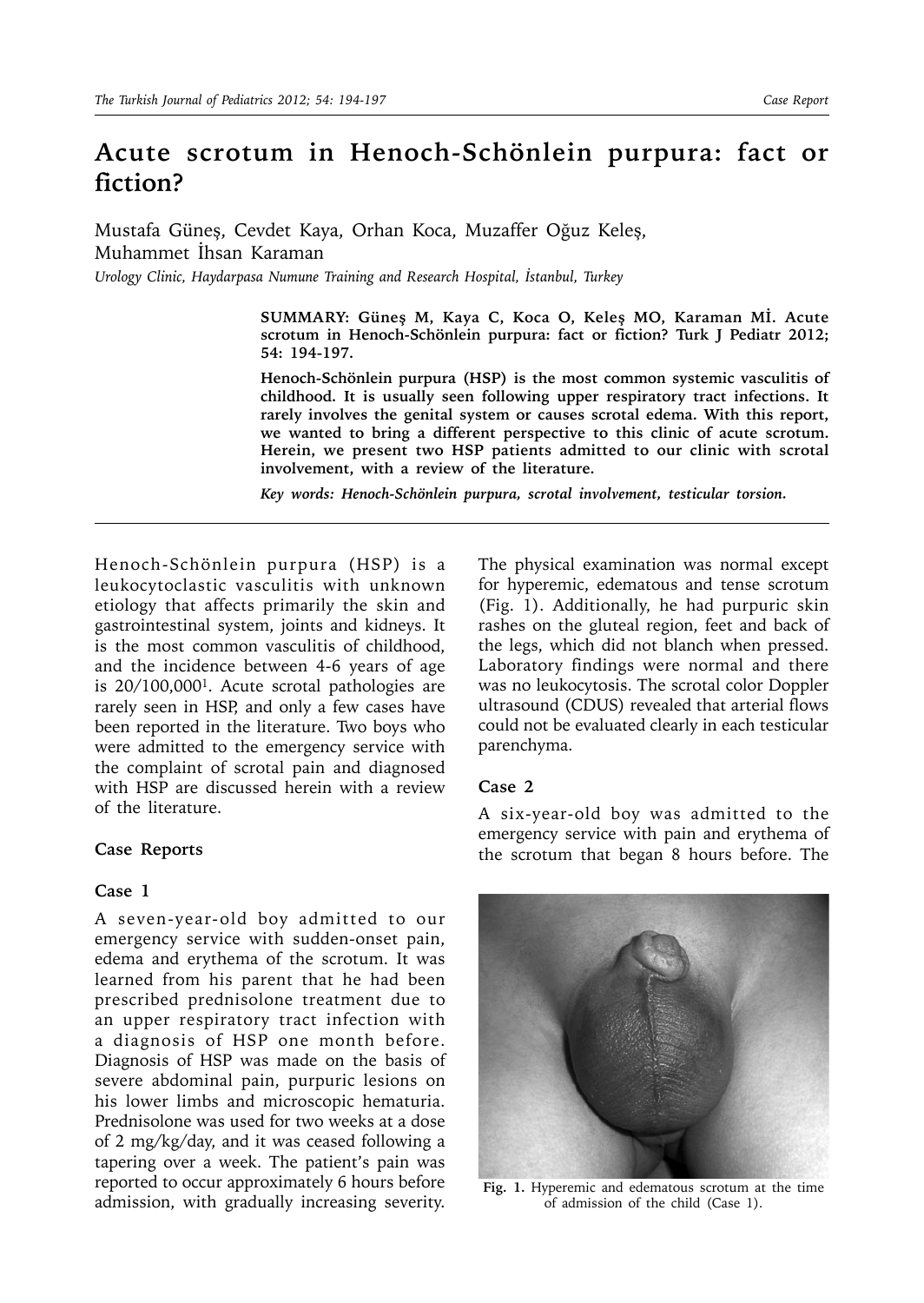# Acute scrotum in Henoch-Schönlein purpura: fact or fiction?

Mustafa Güneş, Cevdet Kaya, Orhan Koca, Muzaffer Oğuz Keleş, Muhammet İhsan Karaman

*Urology Clinic, Haydarpasa Numune Training and Research Hospital, İstanbul, Turkey*

**SUMMARY: Güneş M, Kaya C, Koca O, Keleş MO, Karaman Mİ. Acute scrotum in Henoch-Schönlein purpura: fact or fiction? Turk J Pediatr 2012; 54: 194-197.**

**Henoch-Schönlein purpura (HSP) is the most common systemic vasculitis of childhood. It is usually seen following upper respiratory tract infections. It rarely involves the genital system or causes scrotal edema. With this report, we wanted to bring a different perspective to this clinic of acute scrotum. Herein, we present two HSP patients admitted to our clinic with scrotal involvement, with a review of the literature.**

***Key words: Henoch-Schönlein purpura, scrotal involvement, testicular torsion.***

Henoch-Schönlein purpura (HSP) is a leukocytoclastic vasculitis with unknown etiology that affects primarily the skin and gastrointestinal system, joints and kidneys. It is the most common vasculitis of childhood, and the incidence between 4-6 years of age is 20/100,000[1]. Acute scrotal pathologies are rarely seen in HSP, and only a few cases have been reported in the literature. Two boys who were admitted to the emergency service with the complaint of scrotal pain and diagnosed with HSP are discussed herein with a review of the literature.

## Case Reports

### Case 1

A seven-year-old boy admitted to our emergency service with sudden-onset pain, edema and erythema of the scrotum. It was learned from his parent that he had been prescribed prednisolone treatment due to an upper respiratory tract infection with a diagnosis of HSP one month before. Diagnosis of HSP was made on the basis of severe abdominal pain, purpuric lesions on his lower limbs and microscopic hematuria. Prednisolone was used for two weeks at a dose of 2 mg/kg/day, and it was ceased following a tapering over a week. The patient's pain was reported to occur approximately 6 hours before admission, with gradually increasing severity. The physical examination was normal except for hyperemic, edematous and tense scrotum (Fig. 1). Additionally, he had purpuric skin rashes on the gluteal region, feet and back of the legs, which did not blanch when pressed. Laboratory findings were normal and there was no leukocytosis. The scrotal color Doppler ultrasound (CDUS) revealed that arterial flows could not be evaluated clearly in each testicular parenchyma.

### Case 2

A six-year-old boy was admitted to the emergency service with pain and erythema of the scrotum that began 8 hours before. The

**Fig. 1.** Hyperemic and edematous scrotum at the time of admission of the child (Case 1).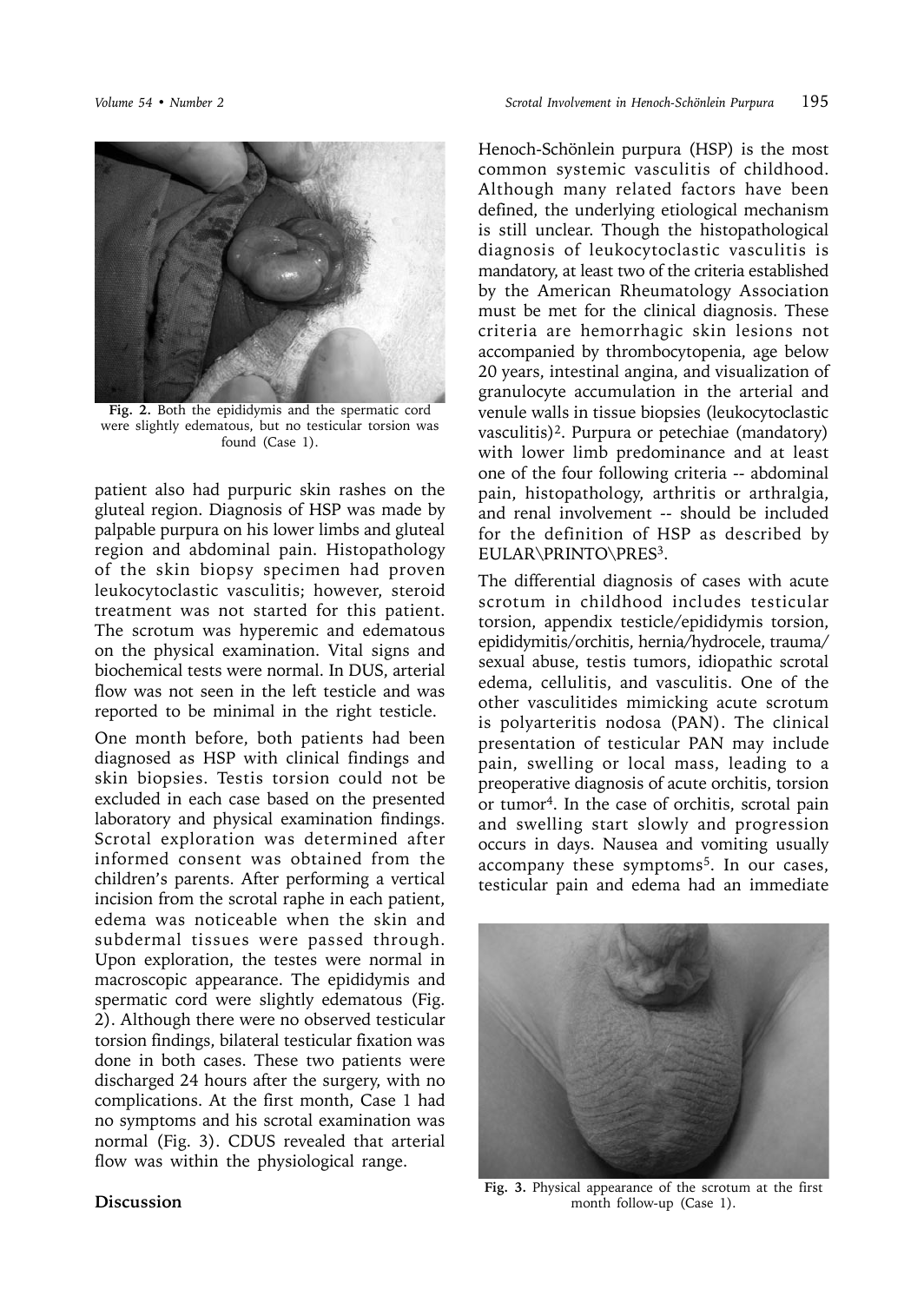Fig. 2. Both the epididymis and the spermatic cord were slightly edematous, but no testicular torsion was found (Case 1).

patient also had purpuric skin rashes on the gluteal region. Diagnosis of HSP was made by palpable purpura on his lower limbs and gluteal region and abdominal pain. Histopathology of the skin biopsy specimen had proven leukocytoclastic vasculitis; however, steroid treatment was not started for this patient. The scrotum was hyperemic and edematous on the physical examination. Vital signs and biochemical tests were normal. In DUS, arterial flow was not seen in the left testicle and was reported to be minimal in the right testicle.

One month before, both patients had been diagnosed as HSP with clinical findings and skin biopsies. Testis torsion could not be excluded in each case based on the presented laboratory and physical examination findings. Scrotal exploration was determined after informed consent was obtained from the children's parents. After performing a vertical incision from the scrotal raphe in each patient, edema was noticeable when the skin and subdermal tissues were passed through. Upon exploration, the testes were normal in macroscopic appearance. The epididymis and spermatic cord were slightly edematous (Fig. 2). Although there were no observed testicular torsion findings, bilateral testicular fixation was done in both cases. These two patients were discharged 24 hours after the surgery, with no complications. At the first month, Case 1 had no symptoms and his scrotal examination was normal (Fig. 3). CDUS revealed that arterial flow was within the physiological range.

## Discussion

Henoch-Schönlein purpura (HSP) is the most common systemic vasculitis of childhood. Although many related factors have been defined, the underlying etiological mechanism is still unclear. Though the histopathological diagnosis of leukocytoclastic vasculitis is mandatory, at least two of the criteria established by the American Rheumatology Association must be met for the clinical diagnosis. These criteria are hemorrhagic skin lesions not accompanied by thrombocytopenia, age below 20 years, intestinal angina, and visualization of granulocyte accumulation in the arterial and venule walls in tissue biopsies (leukocytoclastic vasculitis)[2]. Purpura or petechiae (mandatory) with lower limb predominance and at least one of the four following criteria -- abdominal pain, histopathology, arthritis or arthralgia, and renal involvement -- should be included for the definition of HSP as described by EULAR\PRINTO\PRES[3].

The differential diagnosis of cases with acute scrotum in childhood includes testicular torsion, appendix testicle/epididymis torsion, epididymitis/orchitis, hernia/hydrocele, trauma/sexual abuse, testis tumors, idiopathic scrotal edema, cellulitis, and vasculitis. One of the other vasculitides mimicking acute scrotum is polyarteritis nodosa (PAN). The clinical presentation of testicular PAN may include pain, swelling or local mass, leading to a preoperative diagnosis of acute orchitis, torsion or tumor[4]. In the case of orchitis, scrotal pain and swelling start slowly and progression occurs in days. Nausea and vomiting usually accompany these symptoms[5]. In our cases, testicular pain and edema had an immediate

Fig. 3. Physical appearance of the scrotum at the first month follow-up (Case 1).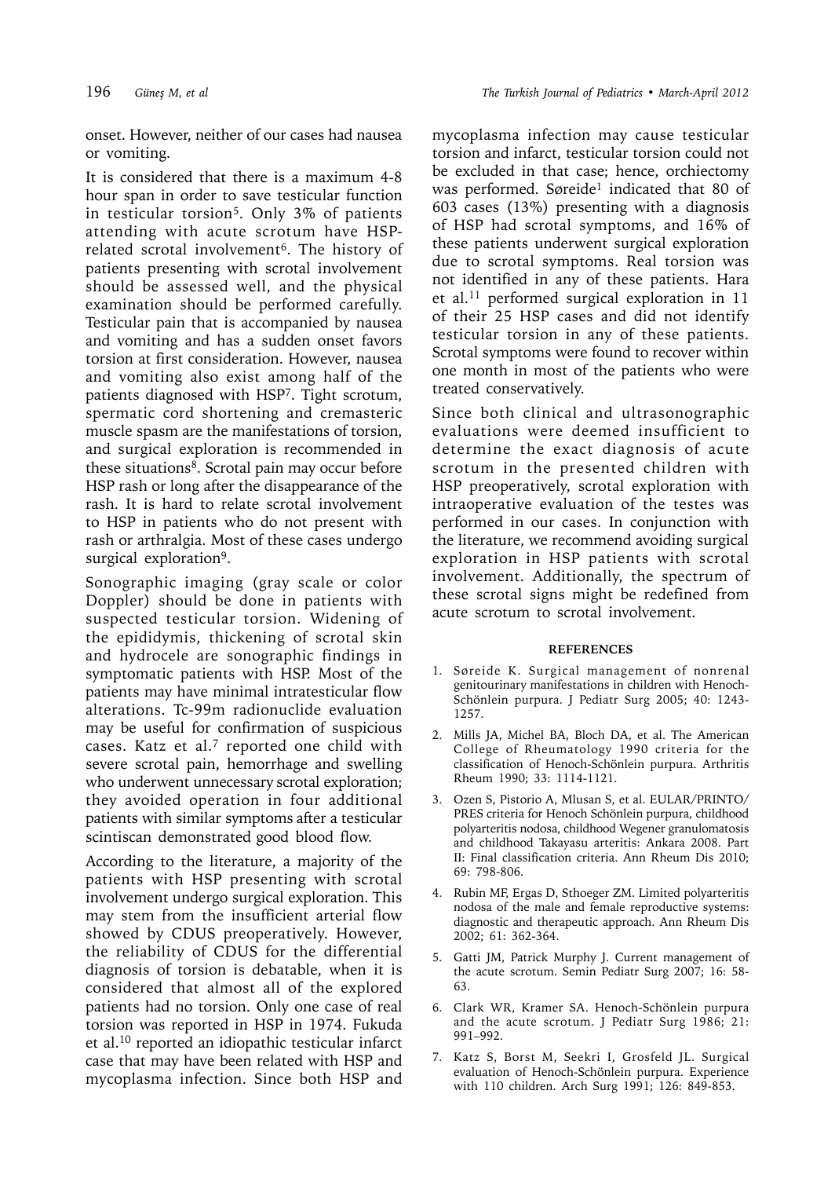onset. However, neither of our cases had nausea or vomiting.

It is considered that there is a maximum 4-8 hour span in order to save testicular function in testicular torsion[5]. Only 3% of patients attending with acute scrotum have HSP-related scrotal involvement[6]. The history of patients presenting with scrotal involvement should be assessed well, and the physical examination should be performed carefully. Testicular pain that is accompanied by nausea and vomiting and has a sudden onset favors torsion at first consideration. However, nausea and vomiting also exist among half of the patients diagnosed with HSP[7]. Tight scrotum, spermatic cord shortening and cremasteric muscle spasm are the manifestations of torsion, and surgical exploration is recommended in these situations[8]. Scrotal pain may occur before HSP rash or long after the disappearance of the rash. It is hard to relate scrotal involvement to HSP in patients who do not present with rash or arthralgia. Most of these cases undergo surgical exploration[9].

Sonographic imaging (gray scale or color Doppler) should be done in patients with suspected testicular torsion. Widening of the epididymis, thickening of scrotal skin and hydrocele are sonographic findings in symptomatic patients with HSP. Most of the patients may have minimal intratesticular flow alterations. Tc-99m radionuclide evaluation may be useful for confirmation of suspicious cases. Katz et al.[7] reported one child with severe scrotal pain, hemorrhage and swelling who underwent unnecessary scrotal exploration; they avoided operation in four additional patients with similar symptoms after a testicular scintiscan demonstrated good blood flow.

According to the literature, a majority of the patients with HSP presenting with scrotal involvement undergo surgical exploration. This may stem from the insufficient arterial flow showed by CDUS preoperatively. However, the reliability of CDUS for the differential diagnosis of torsion is debatable, when it is considered that almost all of the explored patients had no torsion. Only one case of real torsion was reported in HSP in 1974. Fukuda et al.[10] reported an idiopathic testicular infarct case that may have been related with HSP and mycoplasma infection. Since both HSP and mycoplasma infection may cause testicular torsion and infarct, testicular torsion could not be excluded in that case; hence, orchiectomy was performed. Søreide[1] indicated that 80 of 603 cases (13%) presenting with a diagnosis of HSP had scrotal symptoms, and 16% of these patients underwent surgical exploration due to scrotal symptoms. Real torsion was not identified in any of these patients. Hara et al.[11] performed surgical exploration in 11 of their 25 HSP cases and did not identify testicular torsion in any of these patients. Scrotal symptoms were found to recover within one month in most of the patients who were treated conservatively.

Since both clinical and ultrasonographic evaluations were deemed insufficient to determine the exact diagnosis of acute scrotum in the presented children with HSP preoperatively, scrotal exploration with intraoperative evaluation of the testes was performed in our cases. In conjunction with the literature, we recommend avoiding surgical exploration in HSP patients with scrotal involvement. Additionally, the spectrum of these scrotal signs might be redefined from acute scrotum to scrotal involvement.

## REFERENCES

1. Søreide K. Surgical management of nonrenal genitourinary manifestations in children with Henoch-Schönlein purpura. J Pediatr Surg 2005; 40: 1243-1257.
2. Mills JA, Michel BA, Bloch DA, et al. The American College of Rheumatology 1990 criteria for the classification of Henoch-Schönlein purpura. Arthritis Rheum 1990; 33: 1114-1121.
3. Ozen S, Pistorio A, Mlusan S, et al. EULAR/PRINTO/PRES criteria for Henoch Schönlein purpura, childhood polyarteritis nodosa, childhood Wegener granulomatosis and childhood Takayasu arteritis: Ankara 2008. Part II: Final classification criteria. Ann Rheum Dis 2010; 69: 798-806.
4. Rubin MF, Ergas D, Sthoeger ZM. Limited polyarteritis nodosa of the male and female reproductive systems: diagnostic and therapeutic approach. Ann Rheum Dis 2002; 61: 362-364.
5. Gatti JM, Patrick Murphy J. Current management of the acute scrotum. Semin Pediatr Surg 2007; 16: 58-63.
6. Clark WR, Kramer SA. Henoch-Schönlein purpura and the acute scrotum. J Pediatr Surg 1986; 21: 991–992.
7. Katz S, Borst M, Seekri I, Grosfeld JL. Surgical evaluation of Henoch-Schönlein purpura. Experience with 110 children. Arch Surg 1991; 126: 849-853.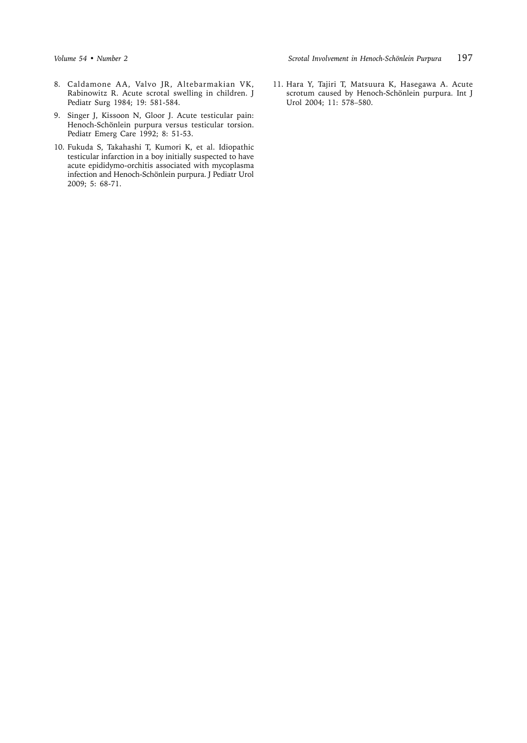8. Caldamone AA, Valvo JR, Altebarmakian VK, Rabinowitz R. Acute scrotal swelling in children. J Pediatr Surg 1984; 19: 581-584.
9. Singer J, Kissoon N, Gloor J. Acute testicular pain: Henoch-Schönlein purpura versus testicular torsion. Pediatr Emerg Care 1992; 8: 51-53.
10. Fukuda S, Takahashi T, Kumori K, et al. Idiopathic testicular infarction in a boy initially suspected to have acute epididymo-orchitis associated with mycoplasma infection and Henoch-Schönlein purpura. J Pediatr Urol 2009; 5: 68-71.
11. Hara Y, Tajiri T, Matsuura K, Hasegawa A. Acute scrotum caused by Henoch-Schönlein purpura. Int J Urol 2004; 11: 578–580.